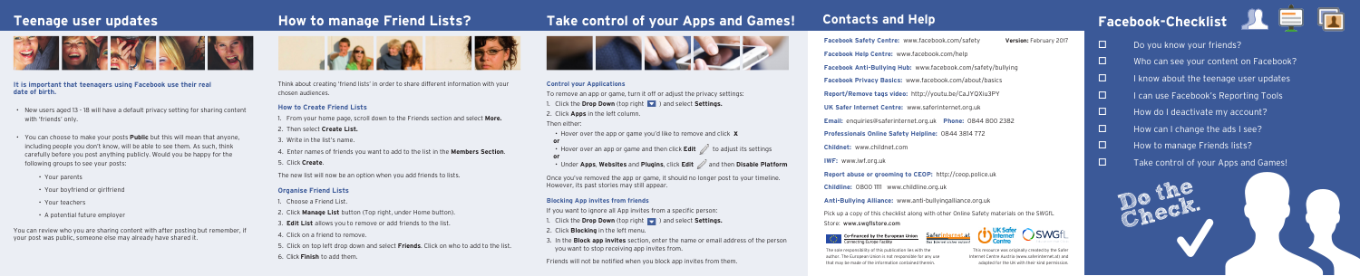## Teenage user updates

**It is important that teenagers using Facebook use their real date of birth.**

- New users aged 13 - 18 will have a default privacy setting for sharing content with 'friends' only.
- You can choose to make your posts **Public** but this will mean that anyone, including people you don't know, will be able to see them. As such, think carefully before you post anything publicly. Would you be happy for the following groups to see your posts:
    - Your parents
    - Your boyfriend or girlfriend
    - Your teachers
    - A potential future employer

You can review who you are sharing content with after posting but remember, if your post was public, someone else may already have shared it.

## How to manage Friend Lists?

Think about creating 'friend lists' in order to share different information with your chosen audiences.

### How to Create Friend Lists

1. From your home page, scroll down to the Friends section and select **More.**
2. Then select **Create List.**
3. Write in the list's name.
4. Enter names of friends you want to add to the list in the **Members Section**.
5. Click **Create**.

The new list will now be an option when you add friends to lists.

### Organise Friend Lists

1. Choose a Friend List.
2. Click **Manage List** button (Top right, under Home button).
3. **Edit List** allows you to remove or add friends to the list.
4. Click on a friend to remove.
5. Click on top left drop down and select **Friends**. Click on who to add to the list.
6. Click **Finish** to add them.

## Take control of your Apps and Games!

### Control your Applications

To remove an app or game, turn it off or adjust the privacy settings:

1. Click the **Drop Down** (top right) and select **Settings.**
2. Click **Apps** in the left column.

Then either:

- Hover over the app or game you'd like to remove and click **X**

**or**

- Hover over an app or game and then click **Edit** to adjust its settings

**or**

- Under **Apps, Websites** and **Plugins**, click **Edit** and then **Disable Platform**

Once you've removed the app or game, it should no longer post to your timeline. However, its past stories may still appear.

### Blocking App invites from friends

If you want to ignore all App invites from a specific person:

1. Click the **Drop Down** (top right) and select **Settings.**
2. Click **Blocking** in the left menu.
3. In the **Block app invites** section, enter the name or email address of the person you want to stop receiving app invites from.

Friends will not be notified when you block app invites from them.

## Contacts and Help

**Facebook Safety Centre:** www.facebook.com/safety **Version:** February 2017

**Facebook Help Centre:** www.facebook.com/help

**Facebook Anti-Bullying Hub:** www.facebook.com/safety/bullying

**Facebook Privacy Basics:** www.facebook.com/about/basics

**Report/Remove tags video:** http://youtu.be/CaJYQXiu3PY

**UK Safer Internet Centre:** www.saferinternet.org.uk

**Email:** enquiries@saferinternet.org.uk **Phone:** 0844 800 2382

**Professionals Online Safety Helpline:** 0844 3814 772

**Childnet:** www.childnet.com

**IWF:** www.iwf.org.uk

**Report abuse or grooming to CEOP:** http://ceop.police.uk

**Childline:** 0800 1111 www.childline.org.uk

**Anti-Bullying Alliance:** www.anti-bullyingalliance.org.uk

Pick up a copy of this checklist along with other Online Safety materials on the SWGfL Store: **www.swgflstore.com**

Co-financed by the European Union
Connecting Europe Facility

The sole responsibility of this publication lies with the author. The European Union is not responsible for any use that may be made of the information contained therein.

This resource was originally created by the Safer Internet Centre Austria (www.saferinternet.at) and adapted for the UK with their kind permission.

## Facebook-Checklist

- ☐ Do you know your friends?
- ☐ Who can see your content on Facebook?
- ☐ I know about the teenage user updates
- ☐ I can use Facebook's Reporting Tools
- ☐ How do I deactivate my account?
- ☐ How can I change the ads I see?
- ☐ How to manage Friends lists?
- ☐ Take control of your Apps and Games!

Do the Check.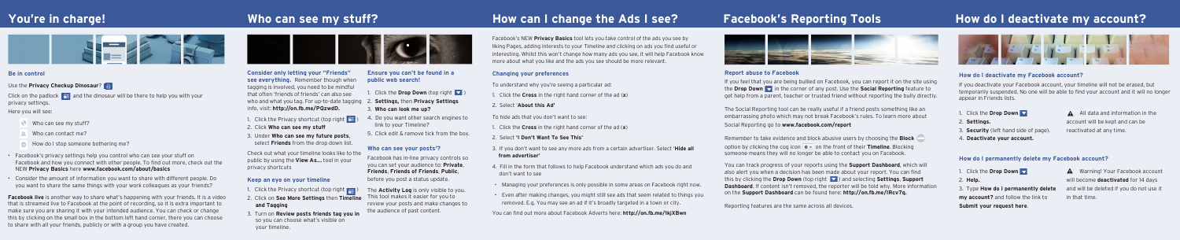# You're in charge!

### Be in control

Use the **Privacy Checkup Dinosaur**?

Click on the padlock and the dinosaur will be there to help you with your privacy settings.

Here you will see:

- Who can see my stuff?
- Who can contact me?
- How do I stop someone bothering me?

- Facebook's privacy settings help you control who can see your stuff on Facebook and how you connect with other people. To find out more, check out the NEW **Privacy Basics** here **www.facebook.com/about/basics**
- Consider the amount of information you want to share with different people. Do you want to share the same thing with your work colleagues as your friends?

**Facebook live** is another way to share what's happening with your friends. It is a video that is streamed live to Facebook at the point of recording, so it is extra important to make sure you are sharing it with your intended audience. You can check or change this by clicking on the small box in the bottom left hand corner, there you can choose to share with all your friends, publicly or with a group you have created.

# Who can see my stuff?

**Consider only letting your "Friends" see everything.** Remember though when tagging is involved, you need to be mindful that often 'friends of friends' can also see who and what you tag. For up-to-date tagging info, visit: **http://on.fb.me/PQzwdD.**

1. Click the Privacy shortcut (top right )
2. Click **Who can see my stuff**
3. Under **Who can see my future posts**, select **Friends** from the drop down list.

Check out what your timeline looks like to the public by using the **View As...** tool in your privacy shortcuts

### Keep an eye on your timeline

1. Click the Privacy shortcut (top right )
2. Click on **See More Settings** then **Timeline and Tagging**
3. Turn on **Review posts friends tag you in** so you can choose what's visible on your timeline.

### Ensure you can't be found in a public web search!

1. Click the **Drop Down** (top right )
2. **Settings,** then **Privacy Settings**
3. **Who can look me up?**
4. Do you want other search engines to link to your Timeline?
5. Click edit & remove tick from the box.

### Who can see your posts'?

Facebook has in-line privacy controls so you can set your audience to: **Private**, **Friends**, **Friends of Friends**, **Public**, before you post a status update.

The **Activity Log** is only visible to you. This tool makes it easier for you to review your posts and make changes to the audience of past content.

# How can I change the Ads I see?

Facebook's NEW **Privacy Basics** tool lets you take control of the ads you see by liking Pages, adding interests to your Timeline and clicking on ads you find useful or interesting. Whilst this won't change how many ads you see, it will help Facebook know more about what you like and the ads you see should be more relevant.

### Changing your preferences

To understand why you're seeing a particular ad:

1. Click the **Cross** in the right hand corner of the ad (**x**)
2. Select '**About this Ad'**

To hide ads that you don't want to see:

1. Click the **Cross** in the right hand corner of the ad (**x**)
2. Select **'I Don't Want To See This'**
3. If you don't want to see any more ads from a certain advertiser. Select '**Hide all from advertiser'**
4. Fill in the form that follows to help Facebook understand which ads you do and don't want to see

- Managing your preferences is only possible in some areas on Facebook right now.
- Even after making changes, you might still see ads that seem related to things you removed. E.g. You may see an ad if it's broadly targeted in a town or city.

You can find out more about Facebook Adverts here: **http://on.fb.me/1kjXBwn**

# Facebook's Reporting Tools

### Report abuse to Facebook

If you feel that you are being bullied on Facebook, you can report it on the site using the **Drop Down** in the corner of any post. Use the **Social Reporting** feature to get help from a parent, teacher or trusted friend without reporting the bully directly.

The Social Reporting tool can be really useful if a friend posts something like an embarrassing photo which may not break Facebook's rules. To learn more about Social Reporting go to **www.facebook.com/report**

Remember to take evidence and block abusive users by choosing the **Block** option by clicking the cog icon on the front of their **Timeline**. Blocking someone means they will no longer be able to contact you on Facebook.

You can track progress of your reports using the **Support Dashboard**, which will also alert you when a decision has been made about your report. You can find this by clicking the **Drop Down** (top right ) and selecting **Settings**, **Support Dashboard**. If content isn't removed, the reporter will be told why. More information on the **Support Dashboard** can be found here: **http://on.fb.me/IRcv7q.**

Reporting features are the same across all devices.

# How do I deactivate my account?

### How do I deactivate my Facebook account?

If you deactivate your Facebook account, your timeline will not be erased, but temporarily suspended. No one will be able to find your account and it will no longer appear in Friends lists.

1. Click the **Drop Down**
2. **Settings.**
3. **Security** (left hand side of page).
4. **Deactivate your account.**

All data and information in the account will be kept and can be reactivated at any time.

### How do I permanently delete my Facebook account?

1. Click the **Drop Down**
2. **Help.**
3. Type **How do I permanently delete my account?** and follow the link to **Submit your request here**.

Warning! Your Facebook account will become **deactivated** for 14 days and will be deleted if you do not use it in that time.